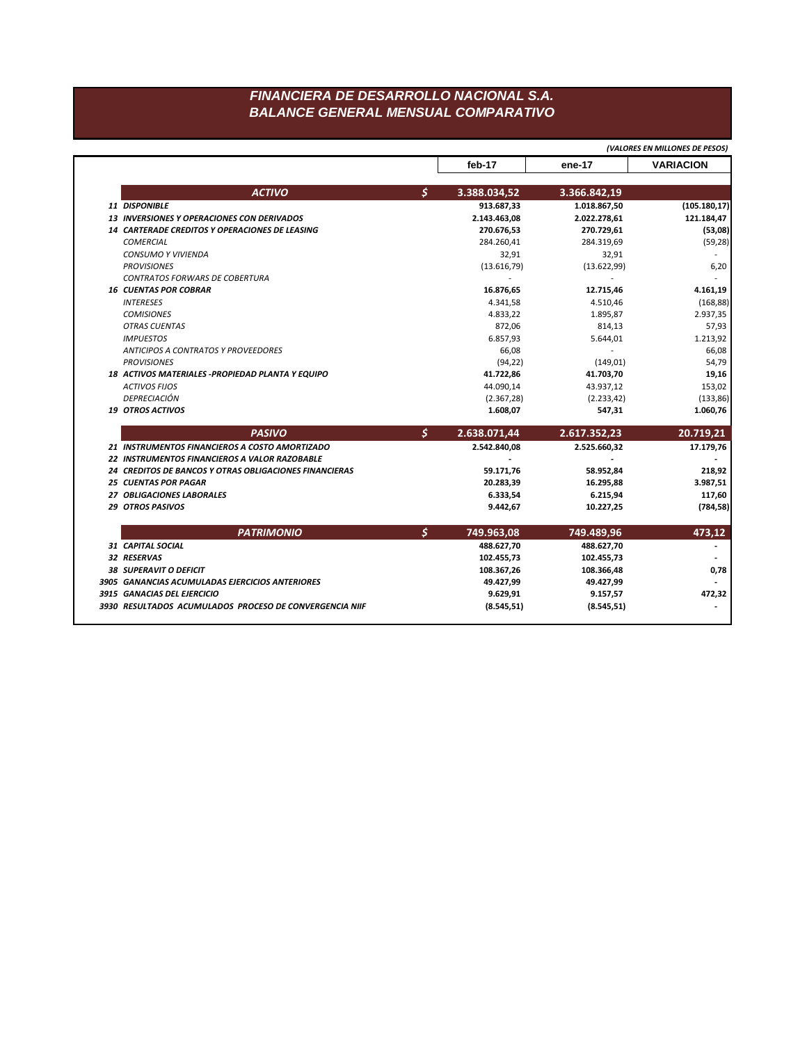# FINANCIERA DE DESARROLLO NACIONAL S.A.
## BALANCE GENERAL MENSUAL COMPARATIVO

*(VALORES EN MILLONES DE PESOS)*

| | | feb-17 | ene-17 | VARIACION |
|---|---|---|---|---|
| **ACTIVO** | **$** | **3.388.034,52** | **3.366.842,19** | |
| **11 DISPONIBLE** | | **913.687,33** | **1.018.867,50** | **(105.180,17)** |
| **13 INVERSIONES Y OPERACIONES CON DERIVADOS** | | **2.143.463,08** | **2.022.278,61** | **121.184,47** |
| **14 CARTERADE CREDITOS Y OPERACIONES DE LEASING** | | **270.676,53** | **270.729,61** | **(53,08)** |
| *COMERCIAL* | | 284.260,41 | 284.319,69 | (59,28) |
| *CONSUMO Y VIVIENDA* | | 32,91 | 32,91 | - |
| *PROVISIONES* | | (13.616,79) | (13.622,99) | 6,20 |
| *CONTRATOS FORWARS DE COBERTURA* | | - | - | - |
| **16 CUENTAS POR COBRAR** | | **16.876,65** | **12.715,46** | **4.161,19** |
| *INTERESES* | | 4.341,58 | 4.510,46 | (168,88) |
| *COMISIONES* | | 4.833,22 | 1.895,87 | 2.937,35 |
| *OTRAS CUENTAS* | | 872,06 | 814,13 | 57,93 |
| *IMPUESTOS* | | 6.857,93 | 5.644,01 | 1.213,92 |
| *ANTICIPOS A CONTRATOS Y PROVEEDORES* | | 66,08 | - | 66,08 |
| *PROVISIONES* | | (94,22) | (149,01) | 54,79 |
| **18 ACTIVOS MATERIALES -PROPIEDAD PLANTA Y EQUIPO** | | **41.722,86** | **41.703,70** | **19,16** |
| *ACTIVOS FIJOS* | | 44.090,14 | 43.937,12 | 153,02 |
| *DEPRECIACIÓN* | | (2.367,28) | (2.233,42) | (133,86) |
| **19 OTROS ACTIVOS** | | **1.608,07** | **547,31** | **1.060,76** |
| **PASIVO** | **$** | **2.638.071,44** | **2.617.352,23** | **20.719,21** |
| **21 INSTRUMENTOS FINANCIEROS A COSTO AMORTIZADO** | | **2.542.840,08** | **2.525.660,32** | **17.179,76** |
| **22 INSTRUMENTOS FINANCIEROS A VALOR RAZOBABLE** | | **-** | **-** | **-** |
| **24 CREDITOS DE BANCOS Y OTRAS OBLIGACIONES FINANCIERAS** | | **59.171,76** | **58.952,84** | **218,92** |
| **25 CUENTAS POR PAGAR** | | **20.283,39** | **16.295,88** | **3.987,51** |
| **27 OBLIGACIONES LABORALES** | | **6.333,54** | **6.215,94** | **117,60** |
| **29 OTROS PASIVOS** | | **9.442,67** | **10.227,25** | **(784,58)** |
| **PATRIMONIO** | **$** | **749.963,08** | **749.489,96** | **473,12** |
| **31 CAPITAL SOCIAL** | | **488.627,70** | **488.627,70** | **-** |
| **32 RESERVAS** | | **102.455,73** | **102.455,73** | **-** |
| **38 SUPERAVIT O DEFICIT** | | **108.367,26** | **108.366,48** | **0,78** |
| **3905 GANANCIAS ACUMULADAS EJERCICIOS ANTERIORES** | | **49.427,99** | **49.427,99** | **-** |
| **3915 GANACIAS DEL EJERCICIO** | | **9.629,91** | **9.157,57** | **472,32** |
| **3930 RESULTADOS ACUMULADOS PROCESO DE CONVERGENCIA NIIF** | | **(8.545,51)** | **(8.545,51)** | **-** |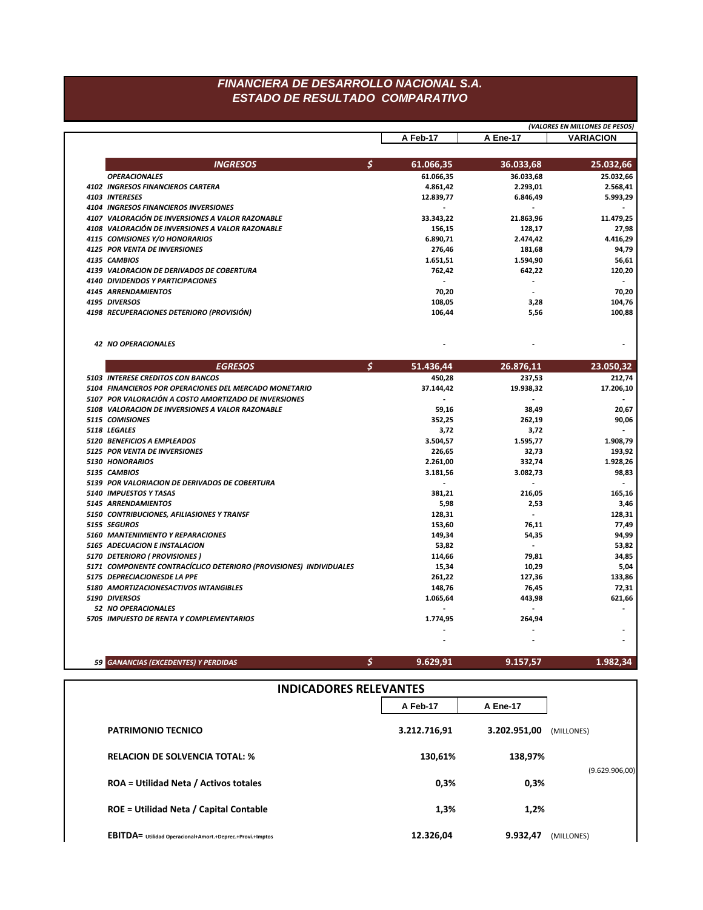# FINANCIERA DE DESARROLLO NACIONAL S.A.
## ESTADO DE RESULTADO COMPARATIVO

*(VALORES EN MILLONES DE PESOS)*

| | | A Feb-17 | A Ene-17 | VARIACION |
|---|---|---|---|---|
| **INGRESOS** | $ | **61.066,35** | **36.033,68** | **25.032,66** |
| **OPERACIONALES** | | 61.066,35 | 36.033,68 | 25.032,66 |
| 4102 INGRESOS FINANCIEROS CARTERA | | 4.861,42 | 2.293,01 | 2.568,41 |
| 4103 INTERESES | | 12.839,77 | 6.846,49 | 5.993,29 |
| 4104 INGRESOS FINANCIEROS INVERSIONES | | - | - | - |
| 4107 VALORACIÓN DE INVERSIONES A VALOR RAZONABLE | | 33.343,22 | 21.863,96 | 11.479,25 |
| 4108 VALORACIÓN DE INVERSIONES A VALOR RAZONABLE | | 156,15 | 128,17 | 27,98 |
| 4115 COMISIONES Y/O HONORARIOS | | 6.890,71 | 2.474,42 | 4.416,29 |
| 4125 POR VENTA DE INVERSIONES | | 276,46 | 181,68 | 94,79 |
| 4135 CAMBIOS | | 1.651,51 | 1.594,90 | 56,61 |
| 4139 VALORACION DE DERIVADOS DE COBERTURA | | 762,42 | 642,22 | 120,20 |
| 4140 DIVIDENDOS Y PARTICIPACIONES | | - | - | - |
| 4145 ARRENDAMIENTOS | | 70,20 | - | 70,20 |
| 4195 DIVERSOS | | 108,05 | 3,28 | 104,76 |
| 4198 RECUPERACIONES DETERIORO (PROVISIÓN) | | 106,44 | 5,56 | 100,88 |
| 42 NO OPERACIONALES | | - | - | - |
| **EGRESOS** | $ | **51.436,44** | **26.876,11** | **23.050,32** |
| 5103 INTERESE CREDITOS CON BANCOS | | 450,28 | 237,53 | 212,74 |
| 5104 FINANCIEROS POR OPERACIONES DEL MERCADO MONETARIO | | 37.144,42 | 19.938,32 | 17.206,10 |
| 5107 POR VALORACIÓN A COSTO AMORTIZADO DE INVERSIONES | | - | - | - |
| 5108 VALORACION DE INVERSIONES A VALOR RAZONABLE | | 59,16 | 38,49 | 20,67 |
| 5115 COMISIONES | | 352,25 | 262,19 | 90,06 |
| 5118 LEGALES | | 3,72 | 3,72 | - |
| 5120 BENEFICIOS A EMPLEADOS | | 3.504,57 | 1.595,77 | 1.908,79 |
| 5125 POR VENTA DE INVERSIONES | | 226,65 | 32,73 | 193,92 |
| 5130 HONORARIOS | | 2.261,00 | 332,74 | 1.928,26 |
| 5135 CAMBIOS | | 3.181,56 | 3.082,73 | 98,83 |
| 5139 POR VALORIACION DE DERIVADOS DE COBERTURA | | - | - | - |
| 5140 IMPUESTOS Y TASAS | | 381,21 | 216,05 | 165,16 |
| 5145 ARRENDAMIENTOS | | 5,98 | 2,53 | 3,46 |
| 5150 CONTRIBUCIONES, AFILIASIONES Y TRANSF | | 128,31 | - | 128,31 |
| 5155 SEGUROS | | 153,60 | 76,11 | 77,49 |
| 5160 MANTENIMIENTO Y REPARACIONES | | 149,34 | 54,35 | 94,99 |
| 5165 ADECUACION E INSTALACION | | 53,82 | - | 53,82 |
| 5170 DETERIORO ( PROVISIONES ) | | 114,66 | 79,81 | 34,85 |
| 5171 COMPONENTE CONTRACÍCLICO DETERIORO (PROVISIONES) INDIVIDUALES | | 15,34 | 10,29 | 5,04 |
| 5175 DEPRECIACIONESDE LA PPE | | 261,22 | 127,36 | 133,86 |
| 5180 AMORTIZACIONESACTIVOS INTANGIBLES | | 148,76 | 76,45 | 72,31 |
| 5190 DIVERSOS | | 1.065,64 | 443,98 | 621,66 |
| 52 NO OPERACIONALES | | - | - | - |
| 5705 IMPUESTO DE RENTA Y COMPLEMENTARIOS | | 1.774,95 | 264,94 | |
| | | - | - | - |
| | | - | - | - |
| **59 GANANCIAS (EXCEDENTES) Y PERDIDAS** | $ | **9.629,91** | **9.157,57** | **1.982,34** |

## INDICADORES RELEVANTES

| | A Feb-17 | A Ene-17 | |
|---|---|---|---|
| **PATRIMONIO TECNICO** | **3.212.716,91** | **3.202.951,00** | (MILLONES) |
| **RELACION DE SOLVENCIA TOTAL: %** | **130,61%** | **138,97%** | |
| | | | (9.629.906,00) |
| **ROA = Utilidad Neta / Activos totales** | **0,3%** | **0,3%** | |
| **ROE = Utilidad Neta / Capital Contable** | **1,3%** | **1,2%** | |
| **EBITDA=** Utilidad Operacional+Amort.+Deprec.+Provi.+Imptos | **12.326,04** | **9.932,47** | (MILLONES) |